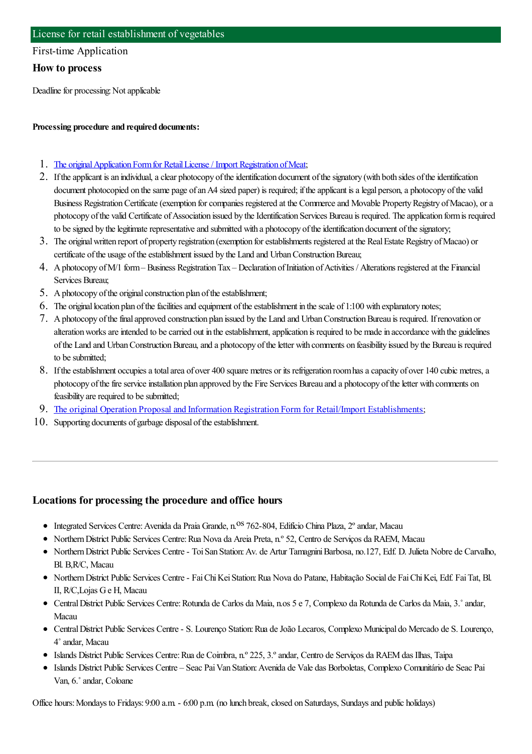## License for retail establishment of vegetables

First-time Application

### How to process

Deadline for processing: Not applicable

**Processing procedure and required documents:**

1. The original Application Form for Retail License / Import Registration of Meat;
2. If the applicant is an individual, a clear photocopy of the identification document of the signatory (with both sides of the identification document photocopied on the same page of an A4 sized paper) is required; if the applicant is a legal person, a photocopy of the valid Business Registration Certificate (exemption for companies registered at the Commerce and Movable Property Registry of Macao), or a photocopy of the valid Certificate of Association issued by the Identification Services Bureau is required. The application form is required to be signed by the legitimate representative and submitted with a photocopy of the identification document of the signatory;
3. The original written report of property registration (exemption for establishments registered at the Real Estate Registry of Macao) or certificate of the usage of the establishment issued by the Land and Urban Construction Bureau;
4. A photocopy of M/1 form – Business Registration Tax – Declaration of Initiation of Activities / Alterations registered at the Financial Services Bureau;
5. A photocopy of the original construction plan of the establishment;
6. The original location plan of the facilities and equipment of the establishment in the scale of 1:100 with explanatory notes;
7. A photocopy of the final approved construction plan issued by the Land and Urban Construction Bureau is required. If renovation or alteration works are intended to be carried out in the establishment, application is required to be made in accordance with the guidelines of the Land and Urban Construction Bureau, and a photocopy of the letter with comments on feasibility issued by the Bureau is required to be submitted;
8. If the establishment occupies a total area of over 400 square metres or its refrigeration room has a capacity of over 140 cubic metres, a photocopy of the fire service installation plan approved by the Fire Services Bureau and a photocopy of the letter with comments on feasibility are required to be submitted;
9. The original Operation Proposal and Information Registration Form for Retail/Import Establishments;
10. Supporting documents of garbage disposal of the establishment.

---

### Locations for processing the procedure and office hours

- Integrated Services Centre: Avenida da Praia Grande, n.os 762-804, Edifício China Plaza, 2º andar, Macau
- Northern District Public Services Centre: Rua Nova da Areia Preta, n.º 52, Centro de Serviços da RAEM, Macau
- Northern District Public Services Centre - Toi San Station: Av. de Artur Tamagnini Barbosa, no.127, Edf. D. Julieta Nobre de Carvalho, Bl. B,R/C, Macau
- Northern District Public Services Centre - Fai Chi Kei Station: Rua Nova do Patane, Habitação Social de Fai Chi Kei, Edf. Fai Tat, Bl. II, R/C,Lojas G e H, Macau
- Central District Public Services Centre: Rotunda de Carlos da Maia, n.os 5 e 7, Complexo da Rotunda de Carlos da Maia, 3.˚ andar, Macau
- Central District Public Services Centre - S. Lourenço Station: Rua de João Lecaros, Complexo Municipal do Mercado de S. Lourenço, 4˚ andar, Macau
- Islands District Public Services Centre: Rua de Coimbra, n.º 225, 3.º andar, Centro de Serviços da RAEM das Ilhas, Taipa
- Islands District Public Services Centre – Seac Pai Van Station: Avenida de Vale das Borboletas, Complexo Comunitário de Seac Pai Van, 6.˚ andar, Coloane

Office hours: Mondays to Fridays: 9:00 a.m. - 6:00 p.m. (no lunch break, closed on Saturdays, Sundays and public holidays)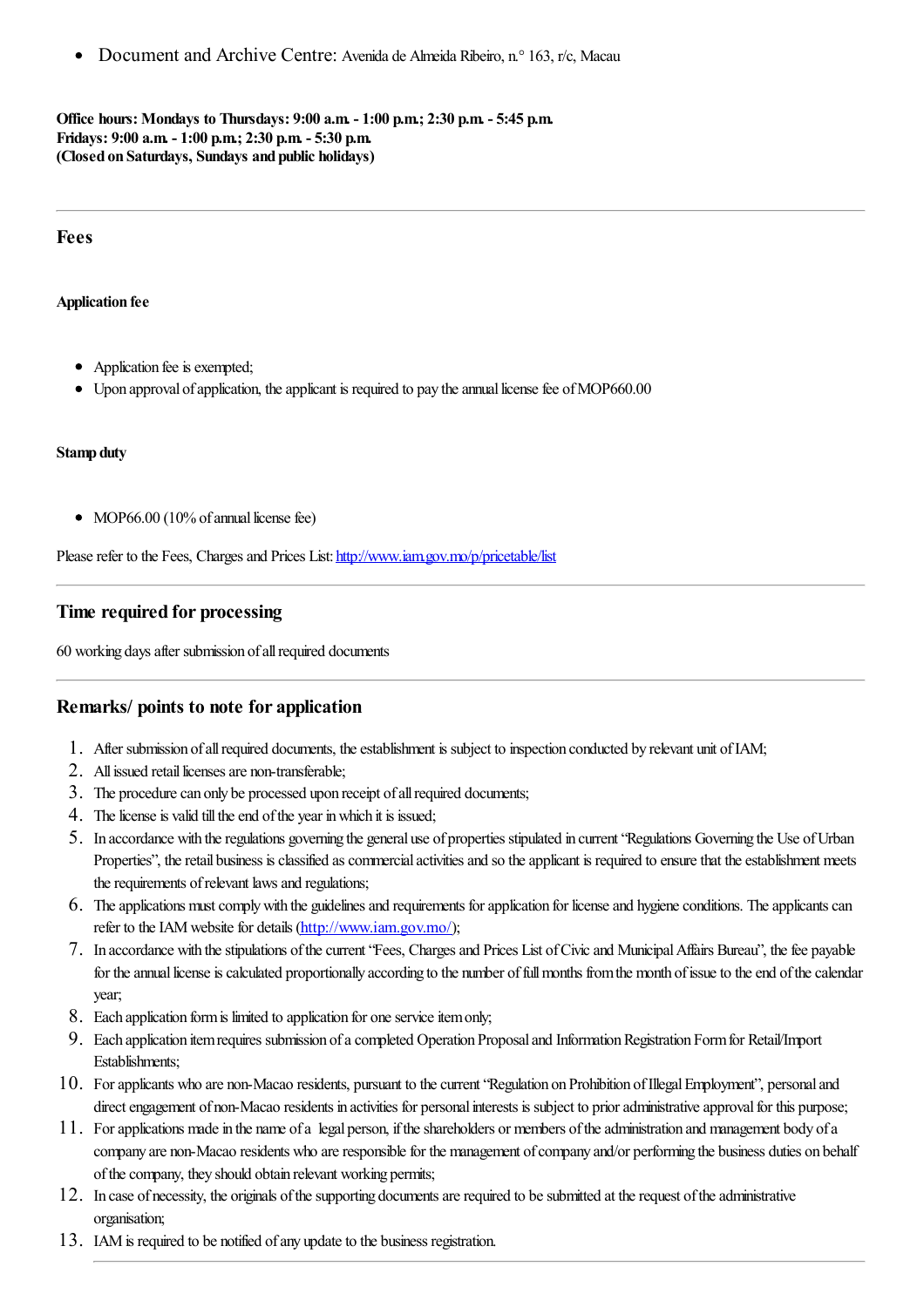- Document and Archive Centre: Avenida de Almeida Ribeiro, n.° 163, r/c, Macau

**Office hours: Mondays to Thursdays: 9:00 a.m. - 1:00 p.m.; 2:30 p.m. - 5:45 p.m.**
**Fridays: 9:00 a.m. - 1:00 p.m.; 2:30 p.m. - 5:30 p.m.**
**(Closed on Saturdays, Sundays and public holidays)**

---

## Fees

#### Application fee

- Application fee is exempted;
- Upon approval of application, the applicant is required to pay the annual license fee of MOP660.00

#### Stamp duty

- MOP66.00 (10% of annual license fee)

Please refer to the Fees, Charges and Prices List: [http://www.iam.gov.mo/p/pricetable/list](http://www.iam.gov.mo/p/pricetable/list)

---

## Time required for processing

60 working days after submission of all required documents

---

## Remarks/ points to note for application

1. After submission of all required documents, the establishment is subject to inspection conducted by relevant unit of IAM;
2. All issued retail licenses are non-transferable;
3. The procedure can only be processed upon receipt of all required documents;
4. The license is valid till the end of the year in which it is issued;
5. In accordance with the regulations governing the general use of properties stipulated in current "Regulations Governing the Use of Urban Properties", the retail business is classified as commercial activities and so the applicant is required to ensure that the establishment meets the requirements of relevant laws and regulations;
6. The applications must comply with the guidelines and requirements for application for license and hygiene conditions. The applicants can refer to the IAM website for details ([http://www.iam.gov.mo/](http://www.iam.gov.mo/));
7. In accordance with the stipulations of the current "Fees, Charges and Prices List of Civic and Municipal Affairs Bureau", the fee payable for the annual license is calculated proportionally according to the number of full months from the month of issue to the end of the calendar year;
8. Each application form is limited to application for one service item only;
9. Each application item requires submission of a completed Operation Proposal and Information Registration Form for Retail/Import Establishments;
10. For applicants who are non-Macao residents, pursuant to the current "Regulation on Prohibition of Illegal Employment", personal and direct engagement of non-Macao residents in activities for personal interests is subject to prior administrative approval for this purpose;
11. For applications made in the name of a legal person, if the shareholders or members of the administration and management body of a company are non-Macao residents who are responsible for the management of company and/or performing the business duties on behalf of the company, they should obtain relevant working permits;
12. In case of necessity, the originals of the supporting documents are required to be submitted at the request of the administrative organisation;
13. IAM is required to be notified of any update to the business registration.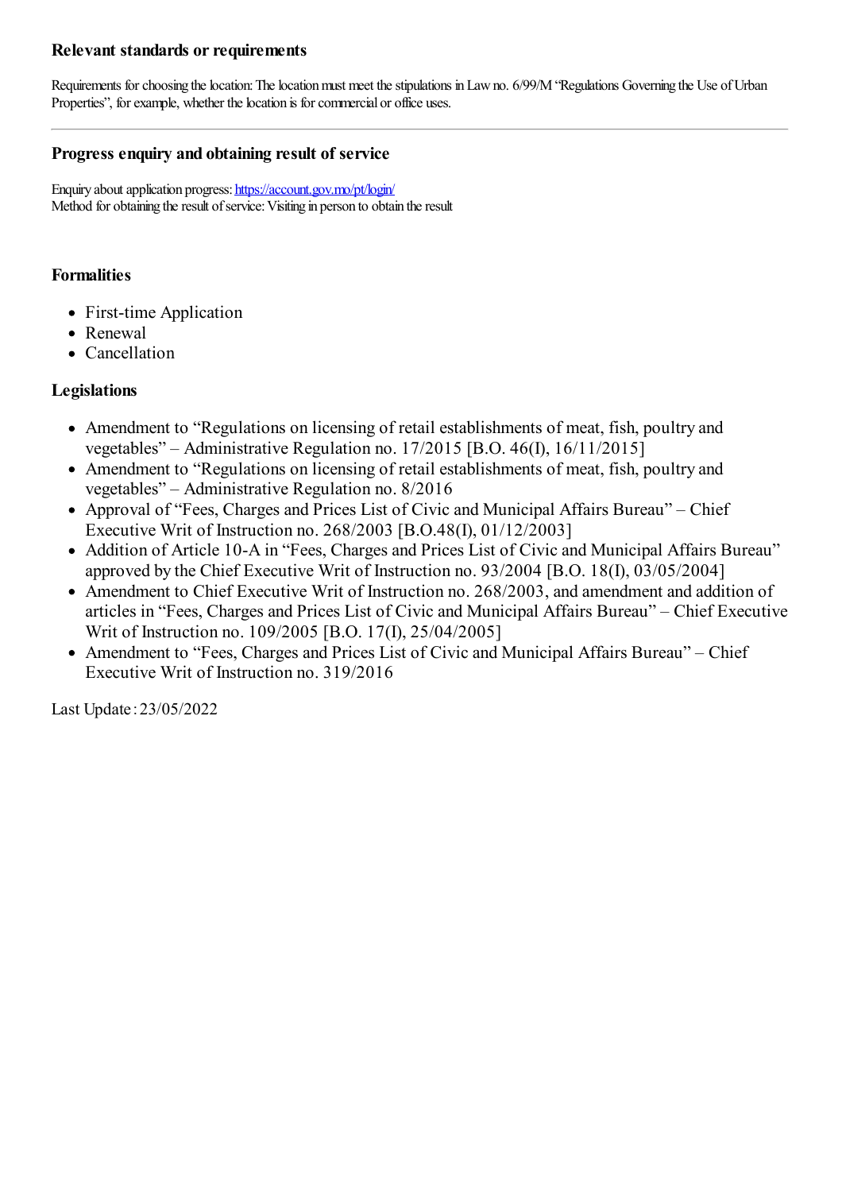### Relevant standards or requirements

Requirements for choosing the location: The location must meet the stipulations in Law no. 6/99/M "Regulations Governing the Use of Urban Properties", for example, whether the location is for commercial or office uses.

---

### Progress enquiry and obtaining result of service

Enquiry about application progress: https://account.gov.mo/pt/login/
Method for obtaining the result of service: Visiting in person to obtain the result

### Formalities

- First-time Application
- Renewal
- Cancellation

### Legislations

- Amendment to "Regulations on licensing of retail establishments of meat, fish, poultry and vegetables" – Administrative Regulation no. 17/2015 [B.O. 46(I), 16/11/2015]
- Amendment to "Regulations on licensing of retail establishments of meat, fish, poultry and vegetables" – Administrative Regulation no. 8/2016
- Approval of "Fees, Charges and Prices List of Civic and Municipal Affairs Bureau" – Chief Executive Writ of Instruction no. 268/2003 [B.O.48(I), 01/12/2003]
- Addition of Article 10-A in "Fees, Charges and Prices List of Civic and Municipal Affairs Bureau" approved by the Chief Executive Writ of Instruction no. 93/2004 [B.O. 18(I), 03/05/2004]
- Amendment to Chief Executive Writ of Instruction no. 268/2003, and amendment and addition of articles in "Fees, Charges and Prices List of Civic and Municipal Affairs Bureau" – Chief Executive Writ of Instruction no. 109/2005 [B.O. 17(I), 25/04/2005]
- Amendment to "Fees, Charges and Prices List of Civic and Municipal Affairs Bureau" – Chief Executive Writ of Instruction no. 319/2016

Last Update : 23/05/2022